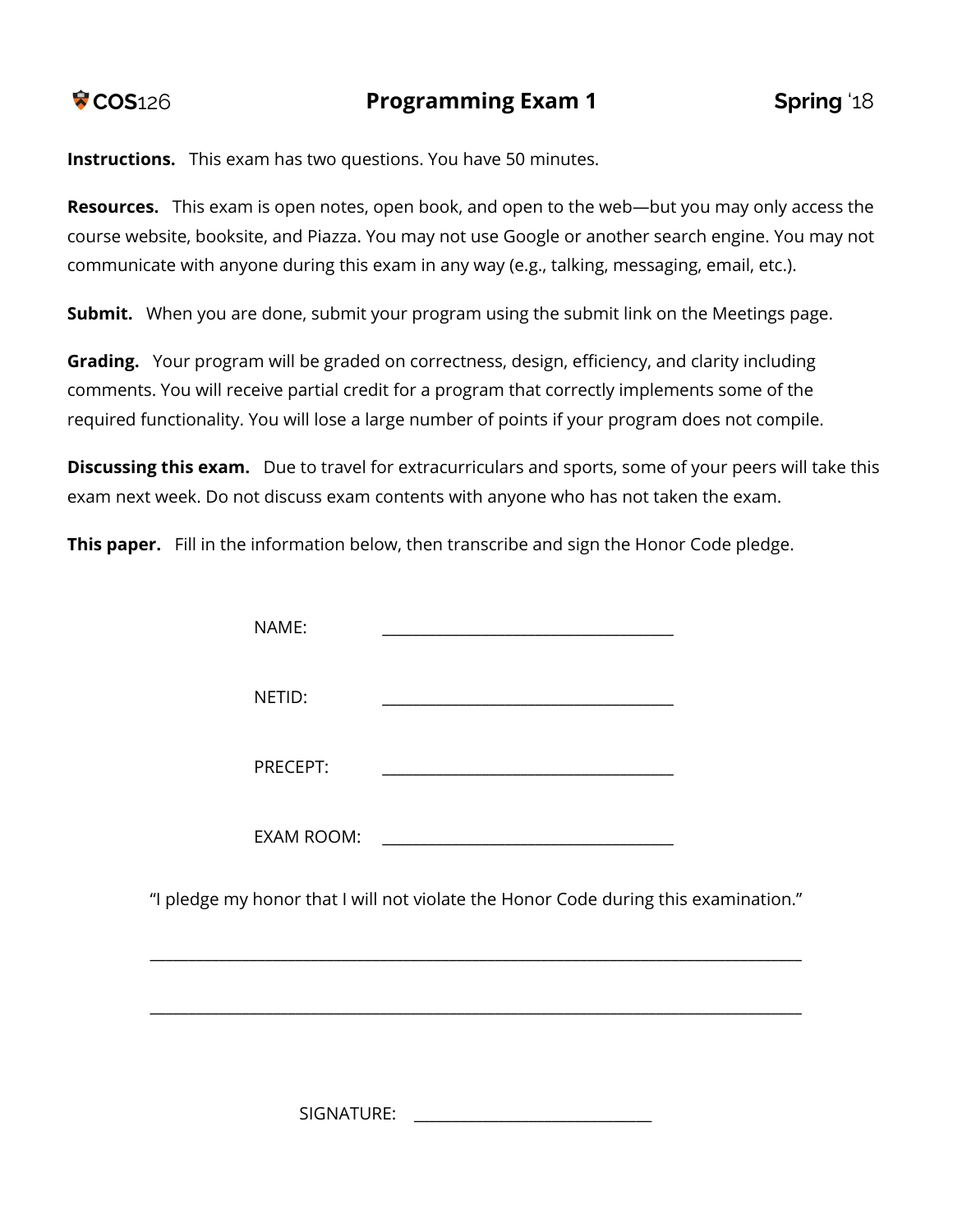**COS126** | **Programming Exam 1** | **Spring '18**

**Instructions.** This exam has two questions. You have 50 minutes.

**Resources.** This exam is open notes, open book, and open to the web—but you may only access the course website, booksite, and Piazza. You may not use Google or another search engine. You may not communicate with anyone during this exam in any way (e.g., talking, messaging, email, etc.).

**Submit.** When you are done, submit your program using the submit link on the Meetings page.

**Grading.** Your program will be graded on correctness, design, efficiency, and clarity including comments. You will receive partial credit for a program that correctly implements some of the required functionality. You will lose a large number of points if your program does not compile.

**Discussing this exam.** Due to travel for extracurriculars and sports, some of your peers will take this exam next week. Do not discuss exam contents with anyone who has not taken the exam.

**This paper.** Fill in the information below, then transcribe and sign the Honor Code pledge.

NAME: ________________________________

NETID: ________________________________

PRECEPT: ________________________________

EXAM ROOM: ________________________________

"I pledge my honor that I will not violate the Honor Code during this examination."

______________________________________________________________________

______________________________________________________________________

SIGNATURE: ___________________________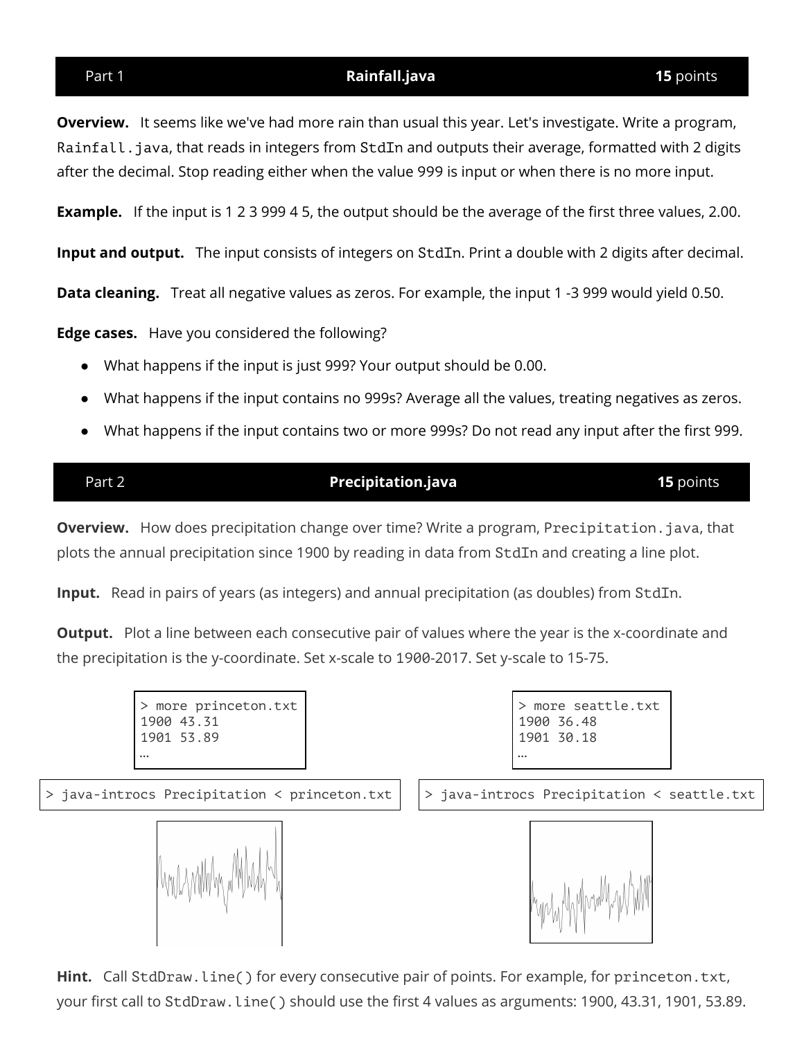## Part 1 — Rainfall.java — **15** points

**Overview.** It seems like we've had more rain than usual this year. Let's investigate. Write a program, `Rainfall.java`, that reads in integers from `StdIn` and outputs their average, formatted with 2 digits after the decimal. Stop reading either when the value 999 is input or when there is no more input.

**Example.** If the input is 1 2 3 999 4 5, the output should be the average of the first three values, 2.00.

**Input and output.** The input consists of integers on `StdIn`. Print a double with 2 digits after decimal.

**Data cleaning.** Treat all negative values as zeros. For example, the input 1 -3 999 would yield 0.50.

**Edge cases.** Have you considered the following?

- What happens if the input is just 999? Your output should be 0.00.
- What happens if the input contains no 999s? Average all the values, treating negatives as zeros.
- What happens if the input contains two or more 999s? Do not read any input after the first 999.

## Part 2 — Precipitation.java — **15** points

**Overview.** How does precipitation change over time? Write a program, `Precipitation.java`, that plots the annual precipitation since 1900 by reading in data from `StdIn` and creating a line plot.

**Input.** Read in pairs of years (as integers) and annual precipitation (as doubles) from `StdIn`.

**Output.** Plot a line between each consecutive pair of values where the year is the x-coordinate and the precipitation is the y-coordinate. Set x-scale to `1900`-2017. Set y-scale to 15-75.

```
> more princeton.txt
1900 43.31
1901 53.89
...
```

```
> java-introcs Precipitation < princeton.txt
```

```
> more seattle.txt
1900 36.48
1901 30.18
...
```

```
> java-introcs Precipitation < seattle.txt
```

**Hint.** Call `StdDraw.line()` for every consecutive pair of points. For example, for `princeton.txt`, your first call to `StdDraw.line()` should use the first 4 values as arguments: 1900, 43.31, 1901, 53.89.